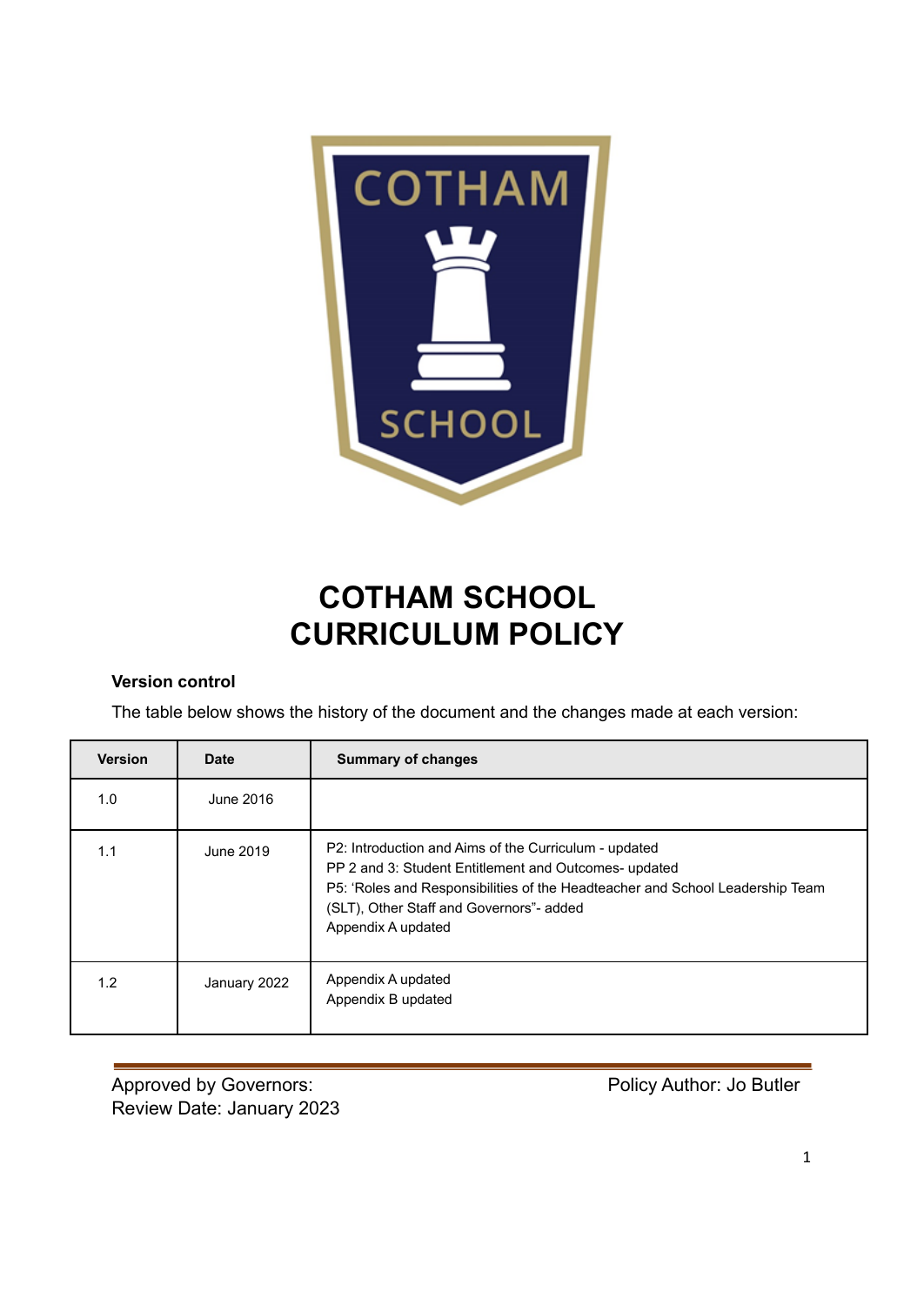# COTHAM SCHOOL
# CURRICULUM POLICY

**Version control**

The table below shows the history of the document and the changes made at each version:

| Version | Date | Summary of changes |
|---|---|---|
| 1.0 | June 2016 | |
| 1.1 | June 2019 | P2: Introduction and Aims of the Curriculum - updated<br>PP 2 and 3: Student Entitlement and Outcomes- updated<br>P5: 'Roles and Responsibilities of the Headteacher and School Leadership Team (SLT), Other Staff and Governors"- added<br>Appendix A updated |
| 1.2 | January 2022 | Appendix A updated<br>Appendix B updated |

Approved by Governors:

Policy Author: Jo Butler

Review Date: January 2023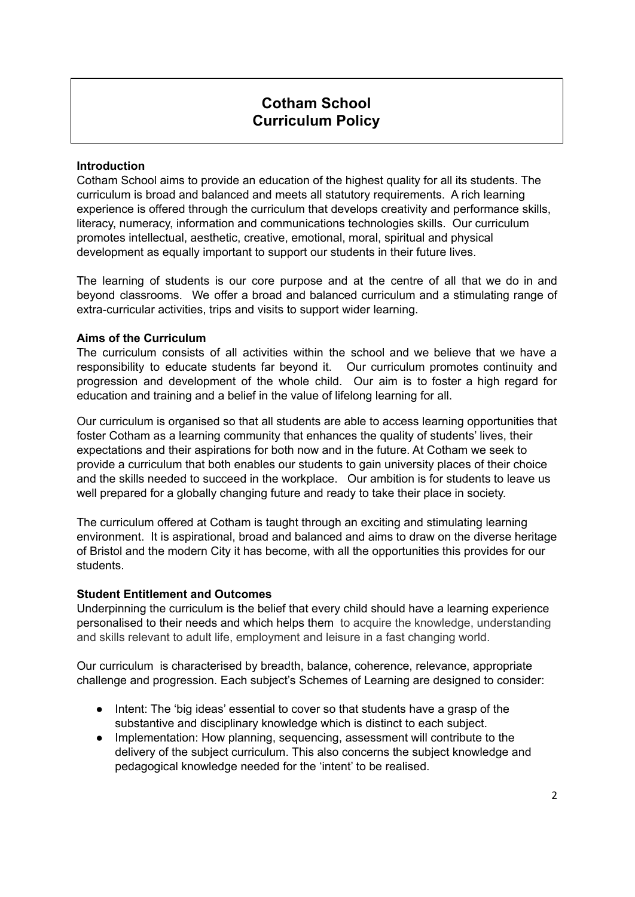# Cotham School
# Curriculum Policy

**Introduction**

Cotham School aims to provide an education of the highest quality for all its students. The curriculum is broad and balanced and meets all statutory requirements. A rich learning experience is offered through the curriculum that develops creativity and performance skills, literacy, numeracy, information and communications technologies skills. Our curriculum promotes intellectual, aesthetic, creative, emotional, moral, spiritual and physical development as equally important to support our students in their future lives.

The learning of students is our core purpose and at the centre of all that we do in and beyond classrooms. We offer a broad and balanced curriculum and a stimulating range of extra-curricular activities, trips and visits to support wider learning.

**Aims of the Curriculum**

The curriculum consists of all activities within the school and we believe that we have a responsibility to educate students far beyond it. Our curriculum promotes continuity and progression and development of the whole child. Our aim is to foster a high regard for education and training and a belief in the value of lifelong learning for all.

Our curriculum is organised so that all students are able to access learning opportunities that foster Cotham as a learning community that enhances the quality of students' lives, their expectations and their aspirations for both now and in the future. At Cotham we seek to provide a curriculum that both enables our students to gain university places of their choice and the skills needed to succeed in the workplace. Our ambition is for students to leave us well prepared for a globally changing future and ready to take their place in society.

The curriculum offered at Cotham is taught through an exciting and stimulating learning environment. It is aspirational, broad and balanced and aims to draw on the diverse heritage of Bristol and the modern City it has become, with all the opportunities this provides for our students.

**Student Entitlement and Outcomes**

Underpinning the curriculum is the belief that every child should have a learning experience personalised to their needs and which helps them to acquire the knowledge, understanding and skills relevant to adult life, employment and leisure in a fast changing world.

Our curriculum is characterised by breadth, balance, coherence, relevance, appropriate challenge and progression. Each subject's Schemes of Learning are designed to consider:

- Intent: The 'big ideas' essential to cover so that students have a grasp of the substantive and disciplinary knowledge which is distinct to each subject.
- Implementation: How planning, sequencing, assessment will contribute to the delivery of the subject curriculum. This also concerns the subject knowledge and pedagogical knowledge needed for the 'intent' to be realised.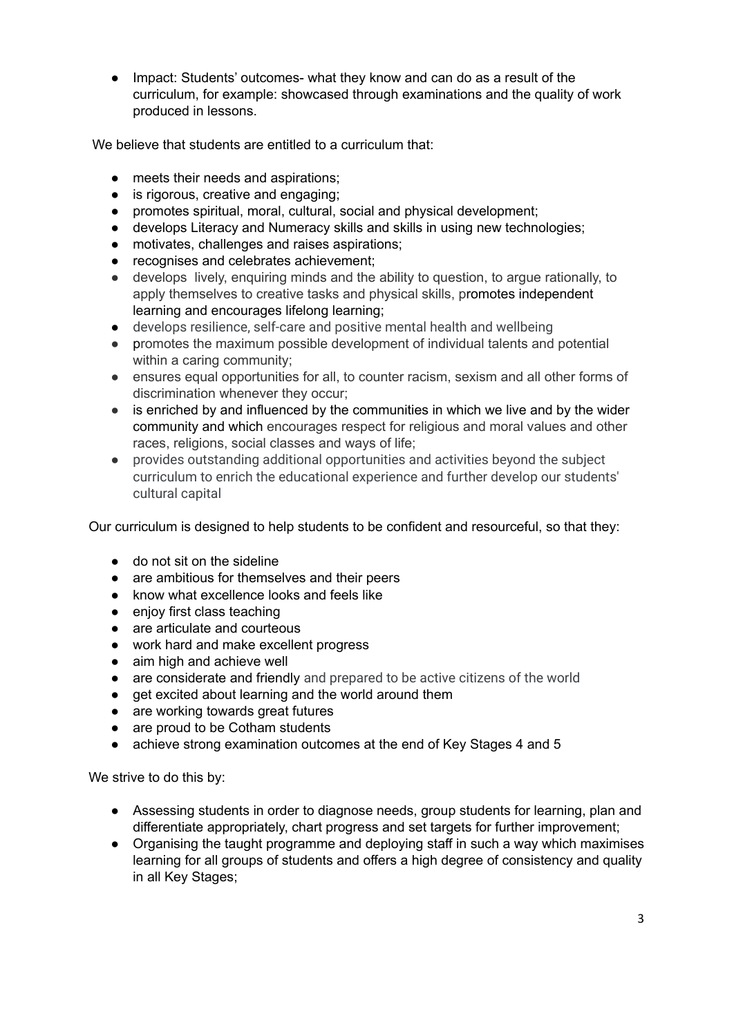- Impact: Students' outcomes- what they know and can do as a result of the curriculum, for example: showcased through examinations and the quality of work produced in lessons.

We believe that students are entitled to a curriculum that:

- meets their needs and aspirations;
- is rigorous, creative and engaging;
- promotes spiritual, moral, cultural, social and physical development;
- develops Literacy and Numeracy skills and skills in using new technologies;
- motivates, challenges and raises aspirations;
- recognises and celebrates achievement;
- develops lively, enquiring minds and the ability to question, to argue rationally, to apply themselves to creative tasks and physical skills, promotes independent learning and encourages lifelong learning;
- develops resilience, self-care and positive mental health and wellbeing
- promotes the maximum possible development of individual talents and potential within a caring community;
- ensures equal opportunities for all, to counter racism, sexism and all other forms of discrimination whenever they occur;
- is enriched by and influenced by the communities in which we live and by the wider community and which encourages respect for religious and moral values and other races, religions, social classes and ways of life;
- provides outstanding additional opportunities and activities beyond the subject curriculum to enrich the educational experience and further develop our students' cultural capital

Our curriculum is designed to help students to be confident and resourceful, so that they:

- do not sit on the sideline
- are ambitious for themselves and their peers
- know what excellence looks and feels like
- enjoy first class teaching
- are articulate and courteous
- work hard and make excellent progress
- aim high and achieve well
- are considerate and friendly and prepared to be active citizens of the world
- get excited about learning and the world around them
- are working towards great futures
- are proud to be Cotham students
- achieve strong examination outcomes at the end of Key Stages 4 and 5

We strive to do this by:

- Assessing students in order to diagnose needs, group students for learning, plan and differentiate appropriately, chart progress and set targets for further improvement;
- Organising the taught programme and deploying staff in such a way which maximises learning for all groups of students and offers a high degree of consistency and quality in all Key Stages;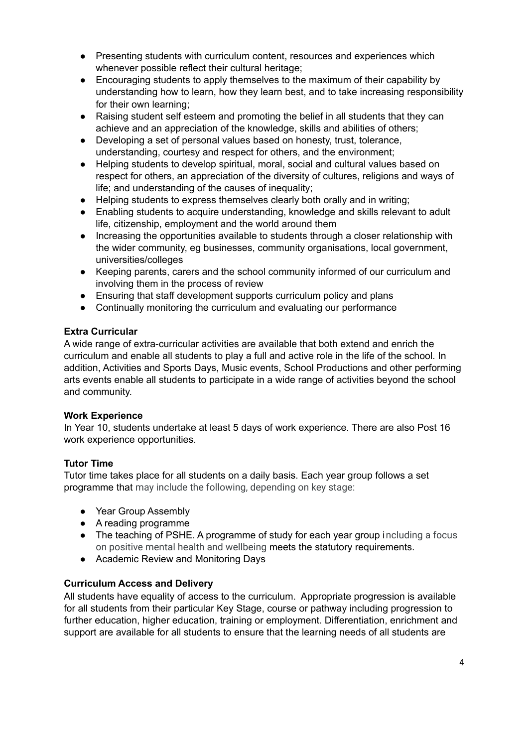- Presenting students with curriculum content, resources and experiences which whenever possible reflect their cultural heritage;
- Encouraging students to apply themselves to the maximum of their capability by understanding how to learn, how they learn best, and to take increasing responsibility for their own learning;
- Raising student self esteem and promoting the belief in all students that they can achieve and an appreciation of the knowledge, skills and abilities of others;
- Developing a set of personal values based on honesty, trust, tolerance, understanding, courtesy and respect for others, and the environment;
- Helping students to develop spiritual, moral, social and cultural values based on respect for others, an appreciation of the diversity of cultures, religions and ways of life; and understanding of the causes of inequality;
- Helping students to express themselves clearly both orally and in writing;
- Enabling students to acquire understanding, knowledge and skills relevant to adult life, citizenship, employment and the world around them
- Increasing the opportunities available to students through a closer relationship with the wider community, eg businesses, community organisations, local government, universities/colleges
- Keeping parents, carers and the school community informed of our curriculum and involving them in the process of review
- Ensuring that staff development supports curriculum policy and plans
- Continually monitoring the curriculum and evaluating our performance

**Extra Curricular**

A wide range of extra-curricular activities are available that both extend and enrich the curriculum and enable all students to play a full and active role in the life of the school. In addition, Activities and Sports Days, Music events, School Productions and other performing arts events enable all students to participate in a wide range of activities beyond the school and community.

**Work Experience**

In Year 10, students undertake at least 5 days of work experience. There are also Post 16 work experience opportunities.

**Tutor Time**

Tutor time takes place for all students on a daily basis. Each year group follows a set programme that may include the following, depending on key stage:

- Year Group Assembly
- A reading programme
- The teaching of PSHE. A programme of study for each year group including a focus on positive mental health and wellbeing meets the statutory requirements.
- Academic Review and Monitoring Days

**Curriculum Access and Delivery**

All students have equality of access to the curriculum. Appropriate progression is available for all students from their particular Key Stage, course or pathway including progression to further education, higher education, training or employment. Differentiation, enrichment and support are available for all students to ensure that the learning needs of all students are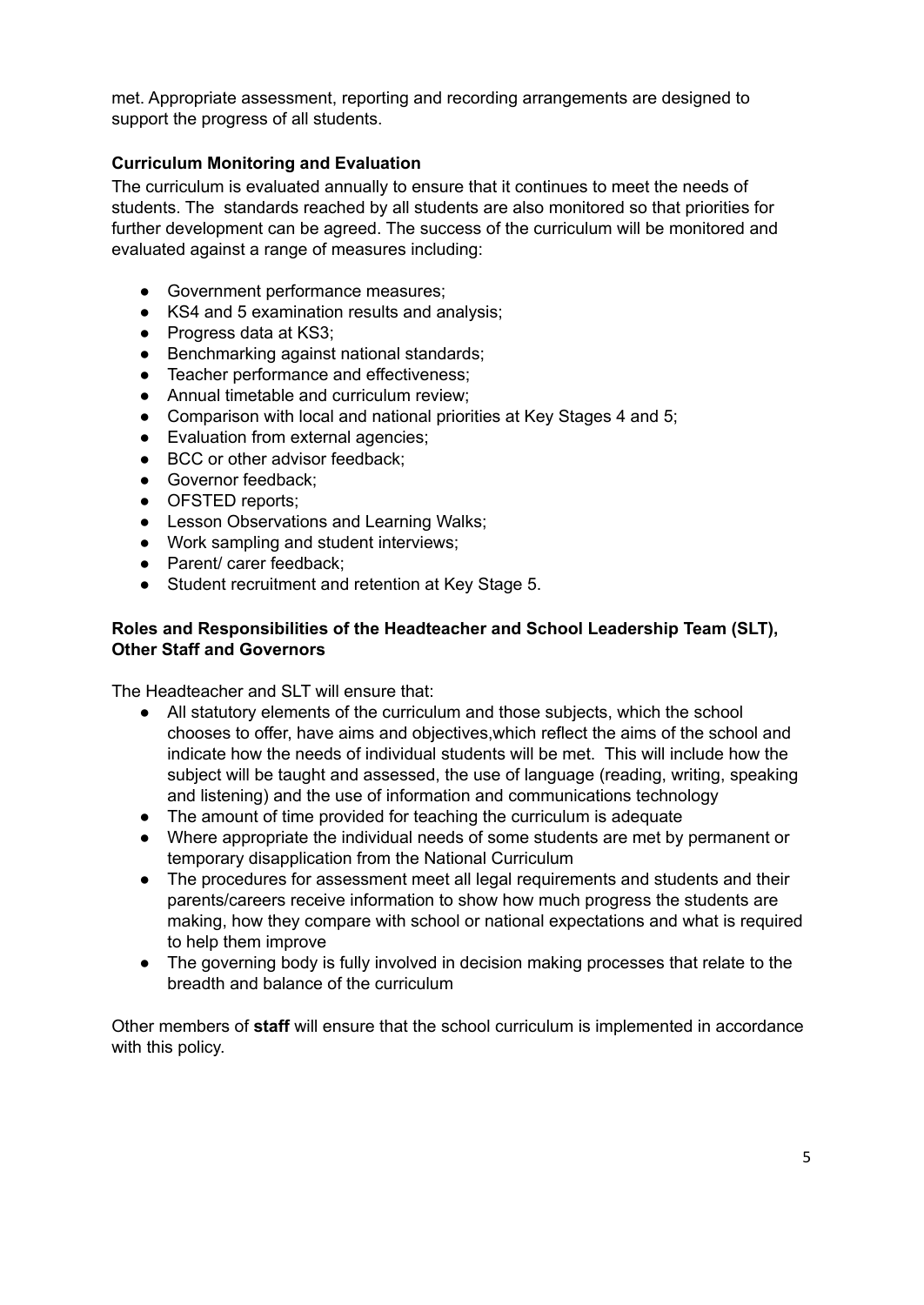met. Appropriate assessment, reporting and recording arrangements are designed to support the progress of all students.

**Curriculum Monitoring and Evaluation**

The curriculum is evaluated annually to ensure that it continues to meet the needs of students. The standards reached by all students are also monitored so that priorities for further development can be agreed. The success of the curriculum will be monitored and evaluated against a range of measures including:

- Government performance measures;
- KS4 and 5 examination results and analysis;
- Progress data at KS3;
- Benchmarking against national standards;
- Teacher performance and effectiveness;
- Annual timetable and curriculum review;
- Comparison with local and national priorities at Key Stages 4 and 5;
- Evaluation from external agencies;
- BCC or other advisor feedback;
- Governor feedback;
- OFSTED reports;
- Lesson Observations and Learning Walks;
- Work sampling and student interviews;
- Parent/ carer feedback;
- Student recruitment and retention at Key Stage 5.

**Roles and Responsibilities of the Headteacher and School Leadership Team (SLT), Other Staff and Governors**

The Headteacher and SLT will ensure that:

- All statutory elements of the curriculum and those subjects, which the school chooses to offer, have aims and objectives,which reflect the aims of the school and indicate how the needs of individual students will be met. This will include how the subject will be taught and assessed, the use of language (reading, writing, speaking and listening) and the use of information and communications technology
- The amount of time provided for teaching the curriculum is adequate
- Where appropriate the individual needs of some students are met by permanent or temporary disapplication from the National Curriculum
- The procedures for assessment meet all legal requirements and students and their parents/careers receive information to show how much progress the students are making, how they compare with school or national expectations and what is required to help them improve
- The governing body is fully involved in decision making processes that relate to the breadth and balance of the curriculum

Other members of **staff** will ensure that the school curriculum is implemented in accordance with this policy.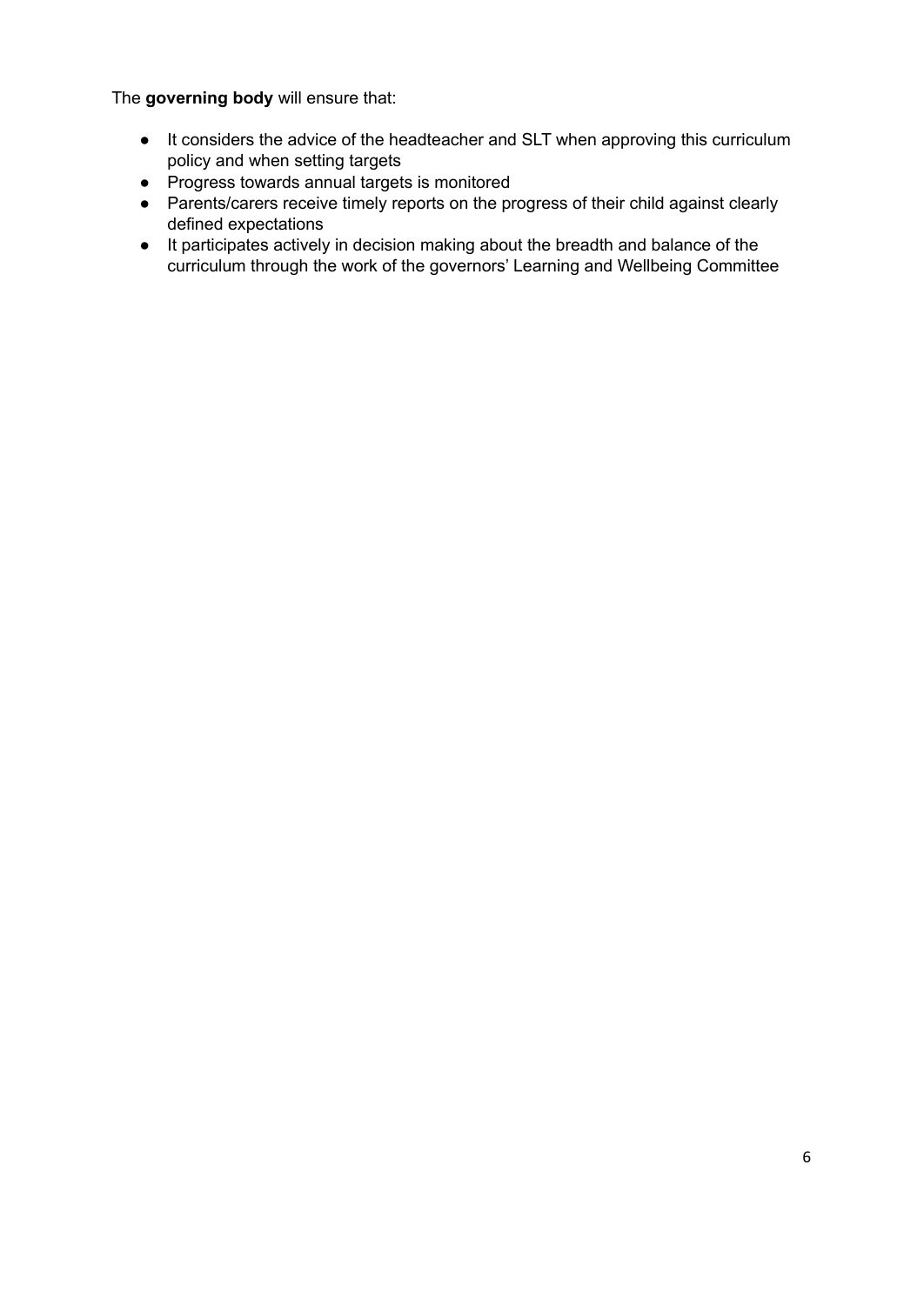The **governing body** will ensure that:

- It considers the advice of the headteacher and SLT when approving this curriculum policy and when setting targets
- Progress towards annual targets is monitored
- Parents/carers receive timely reports on the progress of their child against clearly defined expectations
- It participates actively in decision making about the breadth and balance of the curriculum through the work of the governors' Learning and Wellbeing Committee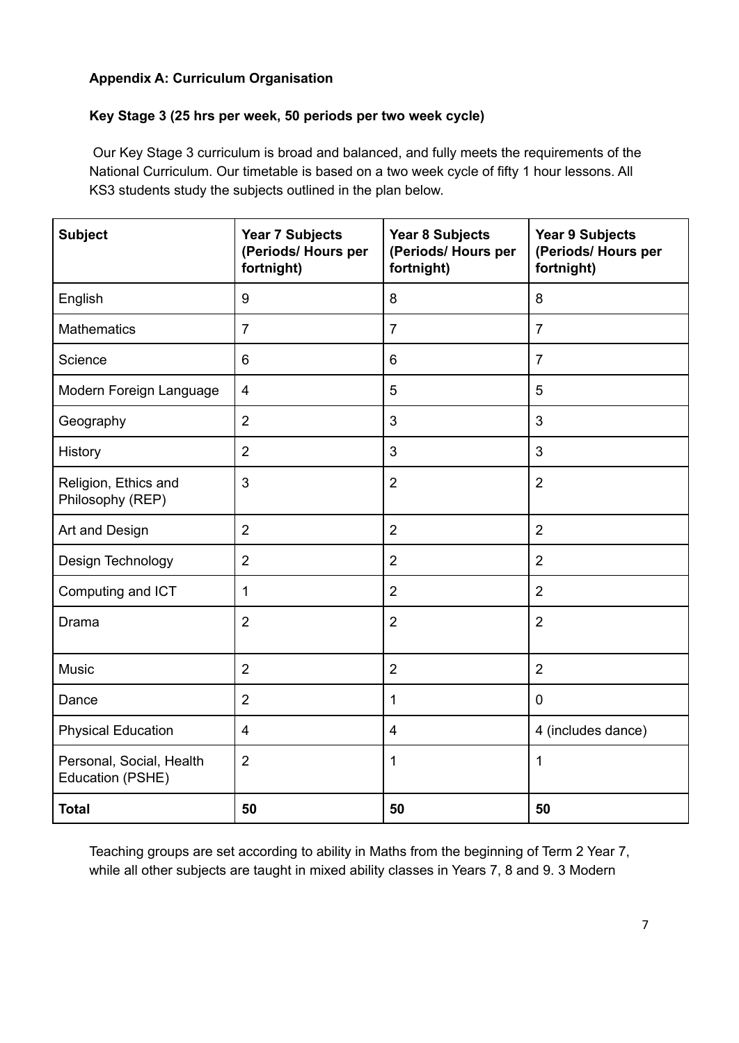**Appendix A: Curriculum Organisation**

**Key Stage 3 (25 hrs per week, 50 periods per two week cycle)**

Our Key Stage 3 curriculum is broad and balanced, and fully meets the requirements of the National Curriculum. Our timetable is based on a two week cycle of fifty 1 hour lessons. All KS3 students study the subjects outlined in the plan below.

| **Subject** | **Year 7 Subjects (Periods/ Hours per fortnight)** | **Year 8 Subjects (Periods/ Hours per fortnight)** | **Year 9 Subjects (Periods/ Hours per fortnight)** |
|---|---|---|---|
| English | 9 | 8 | 8 |
| Mathematics | 7 | 7 | 7 |
| Science | 6 | 6 | 7 |
| Modern Foreign Language | 4 | 5 | 5 |
| Geography | 2 | 3 | 3 |
| History | 2 | 3 | 3 |
| Religion, Ethics and Philosophy (REP) | 3 | 2 | 2 |
| Art and Design | 2 | 2 | 2 |
| Design Technology | 2 | 2 | 2 |
| Computing and ICT | 1 | 2 | 2 |
| Drama | 2 | 2 | 2 |
| Music | 2 | 2 | 2 |
| Dance | 2 | 1 | 0 |
| Physical Education | 4 | 4 | 4 (includes dance) |
| Personal, Social, Health Education (PSHE) | 2 | 1 | 1 |
| **Total** | **50** | **50** | **50** |

Teaching groups are set according to ability in Maths from the beginning of Term 2 Year 7, while all other subjects are taught in mixed ability classes in Years 7, 8 and 9. 3 Modern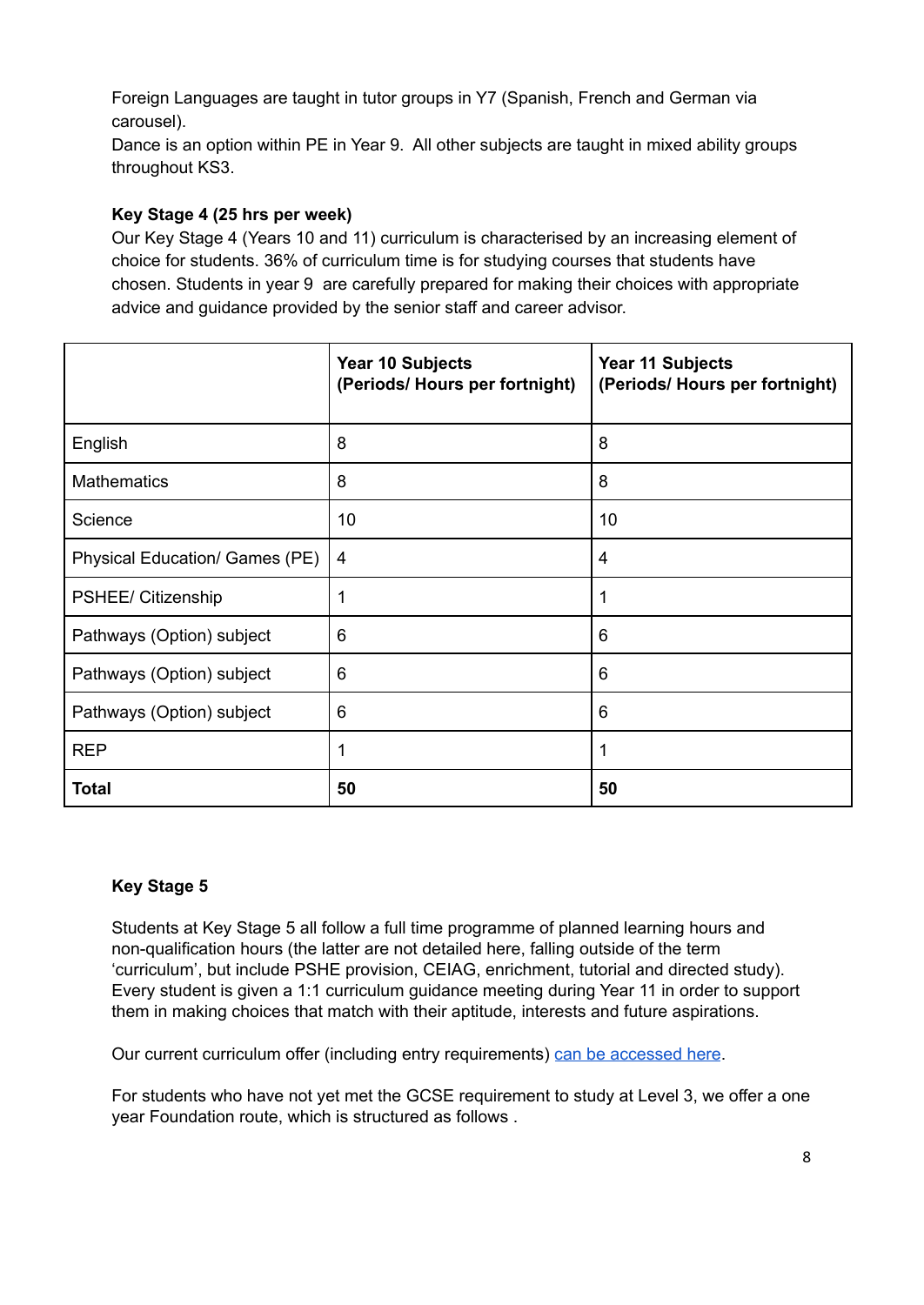Foreign Languages are taught in tutor groups in Y7 (Spanish, French and German via carousel).
Dance is an option within PE in Year 9.  All other subjects are taught in mixed ability groups throughout KS3.

**Key Stage 4 (25 hrs per week)**

Our Key Stage 4 (Years 10 and 11) curriculum is characterised by an increasing element of choice for students. 36% of curriculum time is for studying courses that students have chosen. Students in year 9  are carefully prepared for making their choices with appropriate advice and guidance provided by the senior staff and career advisor.

| | **Year 10 Subjects (Periods/ Hours per fortnight)** | **Year 11 Subjects (Periods/ Hours per fortnight)** |
|---|---|---|
| English | 8 | 8 |
| Mathematics | 8 | 8 |
| Science | 10 | 10 |
| Physical Education/ Games (PE) | 4 | 4 |
| PSHEE/ Citizenship | 1 | 1 |
| Pathways (Option) subject | 6 | 6 |
| Pathways (Option) subject | 6 | 6 |
| Pathways (Option) subject | 6 | 6 |
| REP | 1 | 1 |
| **Total** | **50** | **50** |

**Key Stage 5**

Students at Key Stage 5 all follow a full time programme of planned learning hours and non-qualification hours (the latter are not detailed here, falling outside of the term 'curriculum', but include PSHE provision, CEIAG, enrichment, tutorial and directed study). Every student is given a 1:1 curriculum guidance meeting during Year 11 in order to support them in making choices that match with their aptitude, interests and future aspirations.

Our current curriculum offer (including entry requirements) can be accessed here.

For students who have not yet met the GCSE requirement to study at Level 3, we offer a one year Foundation route, which is structured as follows .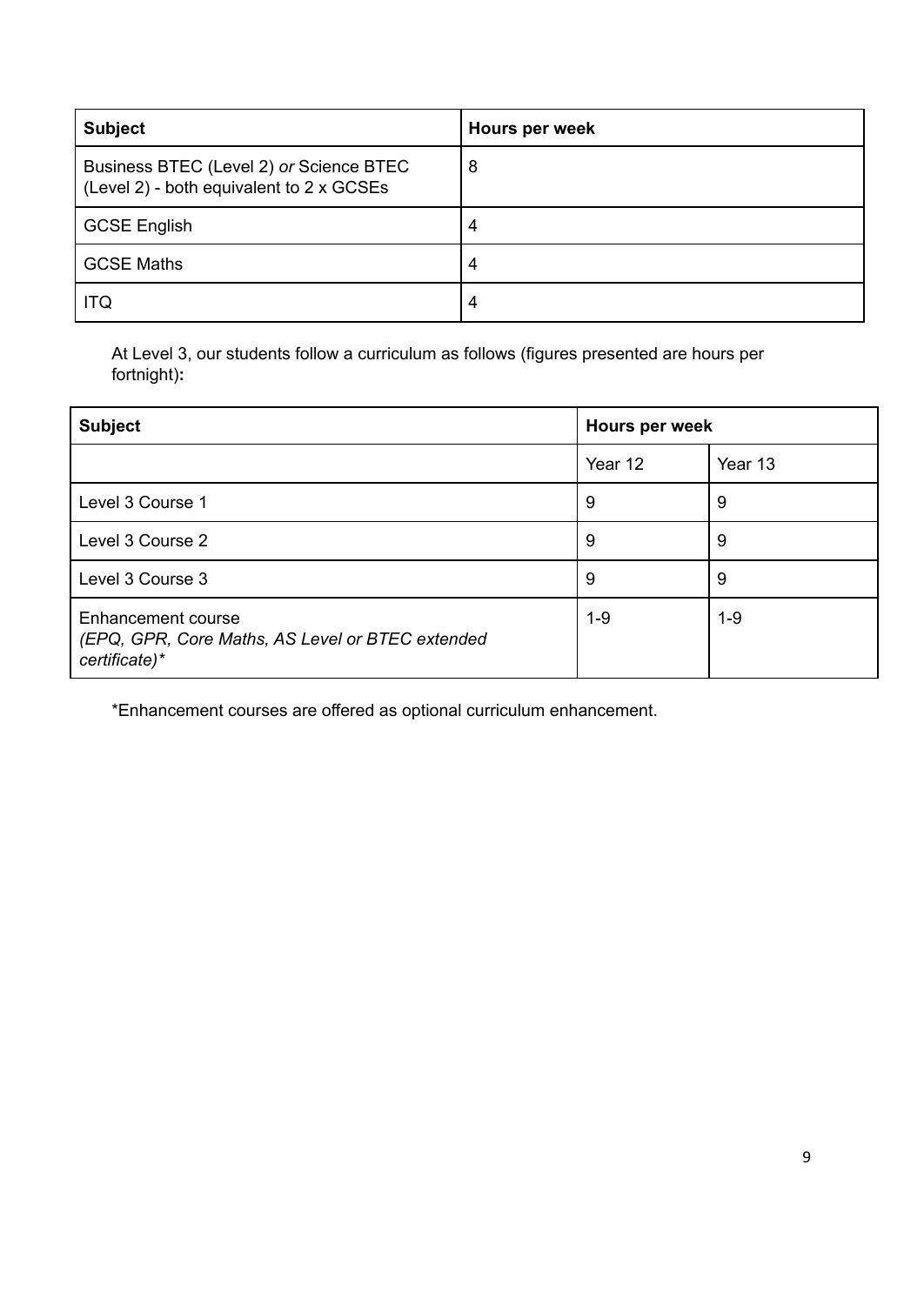| Subject | Hours per week |
|---|---|
| Business BTEC (Level 2) *or* Science BTEC (Level 2) - both equivalent to 2 x GCSEs | 8 |
| GCSE English | 4 |
| GCSE Maths | 4 |
| ITQ | 4 |

At Level 3, our students follow a curriculum as follows (figures presented are hours per fortnight)**:**

| **Subject** | **Hours per week** | |
|---|---|---|
| | Year 12 | Year 13 |
| Level 3 Course 1 | 9 | 9 |
| Level 3 Course 2 | 9 | 9 |
| Level 3 Course 3 | 9 | 9 |
| Enhancement course *(EPQ, GPR, Core Maths, AS Level or BTEC extended certificate)** | 1-9 | 1-9 |

*Enhancement courses are offered as optional curriculum enhancement.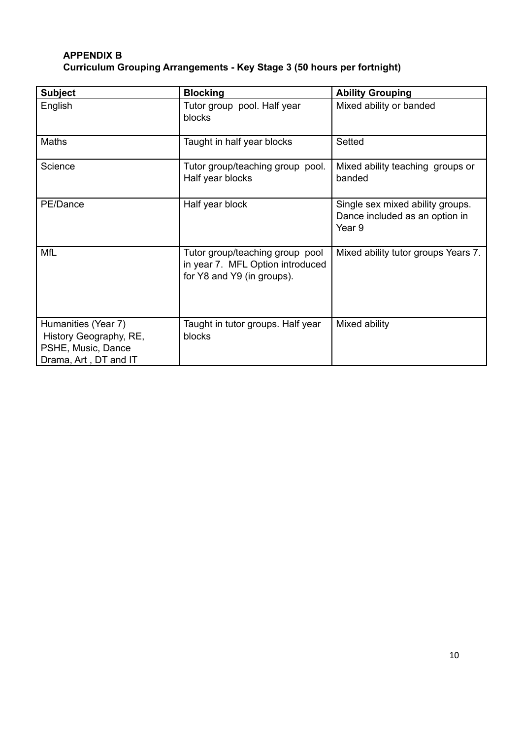**APPENDIX B**
**Curriculum Grouping Arrangements - Key Stage 3 (50 hours per fortnight)**

| Subject | Blocking | Ability Grouping |
|---|---|---|
| English | Tutor group pool. Half year blocks | Mixed ability or banded |
| Maths | Taught in half year blocks | Setted |
| Science | Tutor group/teaching group pool. Half year blocks | Mixed ability teaching groups or banded |
| PE/Dance | Half year block | Single sex mixed ability groups. Dance included as an option in Year 9 |
| MfL | Tutor group/teaching group pool in year 7. MFL Option introduced for Y8 and Y9 (in groups). | Mixed ability tutor groups Years 7. |
| Humanities (Year 7) History Geography, RE, PSHE, Music, Dance Drama, Art , DT and IT | Taught in tutor groups. Half year blocks | Mixed ability |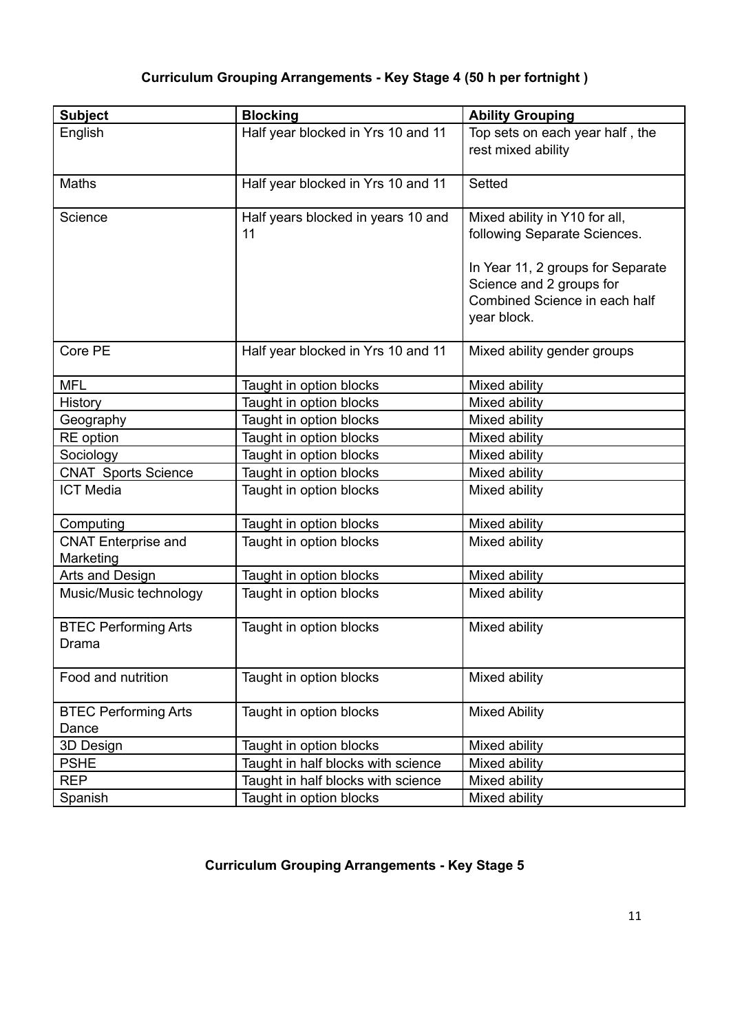**Curriculum Grouping Arrangements - Key Stage 4 (50 h per fortnight )**

| Subject | Blocking | Ability Grouping |
|---|---|---|
| English | Half year blocked in Yrs 10 and 11 | Top sets on each year half , the rest mixed ability |
| Maths | Half year blocked in Yrs 10 and 11 | Setted |
| Science | Half years blocked in years 10 and 11 | Mixed ability in Y10 for all, following Separate Sciences.<br><br>In Year 11, 2 groups for Separate Science and 2 groups for Combined Science in each half year block. |
| Core PE | Half year blocked in Yrs 10 and 11 | Mixed ability gender groups |
| MFL | Taught in option blocks | Mixed ability |
| History | Taught in option blocks | Mixed ability |
| Geography | Taught in option blocks | Mixed ability |
| RE option | Taught in option blocks | Mixed ability |
| Sociology | Taught in option blocks | Mixed ability |
| CNAT Sports Science | Taught in option blocks | Mixed ability |
| ICT Media | Taught in option blocks | Mixed ability |
| Computing | Taught in option blocks | Mixed ability |
| CNAT Enterprise and Marketing | Taught in option blocks | Mixed ability |
| Arts and Design | Taught in option blocks | Mixed ability |
| Music/Music technology | Taught in option blocks | Mixed ability |
| BTEC Performing Arts Drama | Taught in option blocks | Mixed ability |
| Food and nutrition | Taught in option blocks | Mixed ability |
| BTEC Performing Arts Dance | Taught in option blocks | Mixed Ability |
| 3D Design | Taught in option blocks | Mixed ability |
| PSHE | Taught in half blocks with science | Mixed ability |
| REP | Taught in half blocks with science | Mixed ability |
| Spanish | Taught in option blocks | Mixed ability |

**Curriculum Grouping Arrangements - Key Stage 5**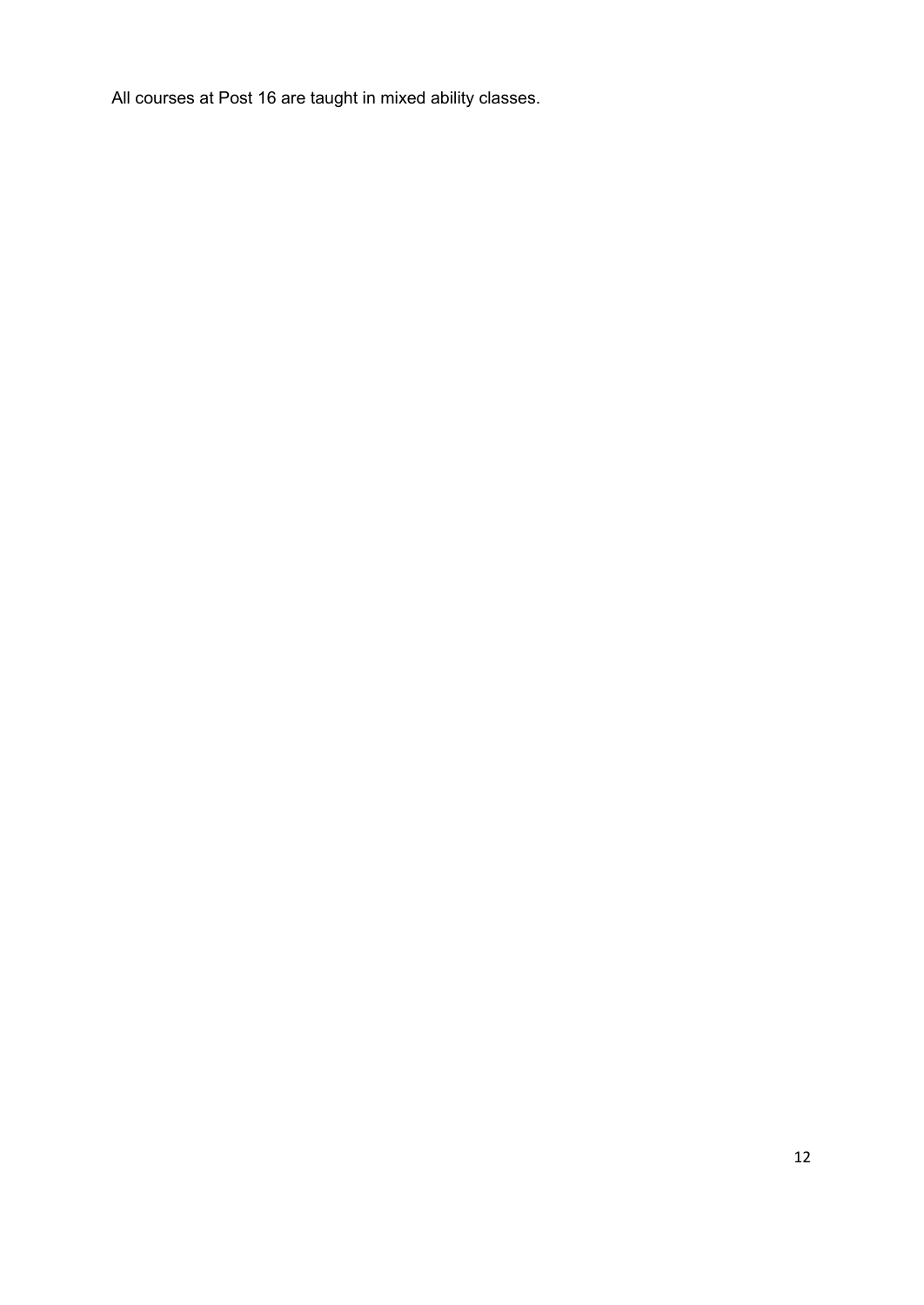All courses at Post 16 are taught in mixed ability classes.